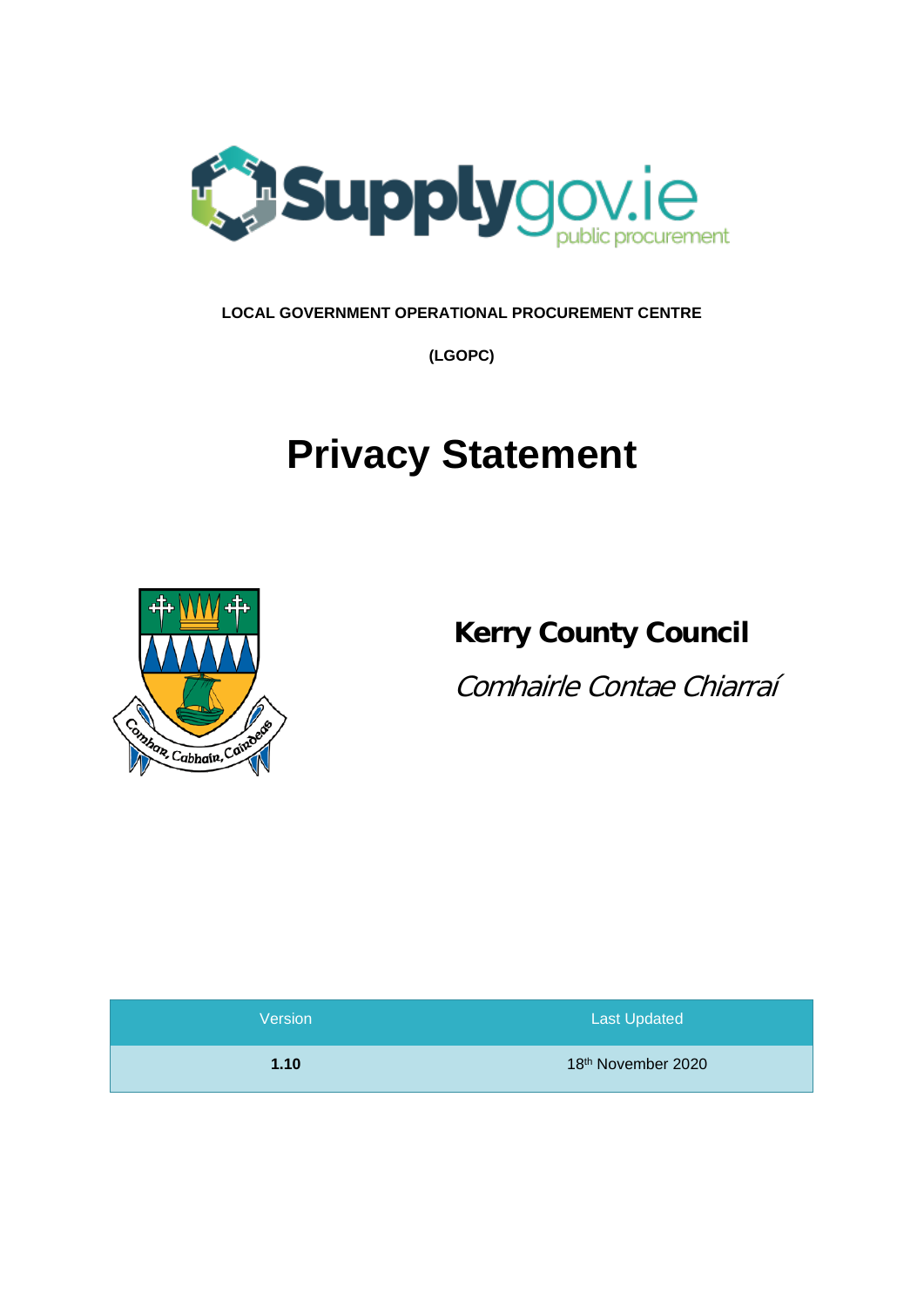**LOCAL GOVERNMENT OPERATIONAL PROCUREMENT CENTRE**

**(LGOPC)**

# Privacy Statement

**Kerry County Council**

*Comhairle Contae Chiarraí*

| Version | Last Updated |
| --- | --- |
| **1.10** | 18th November 2020 |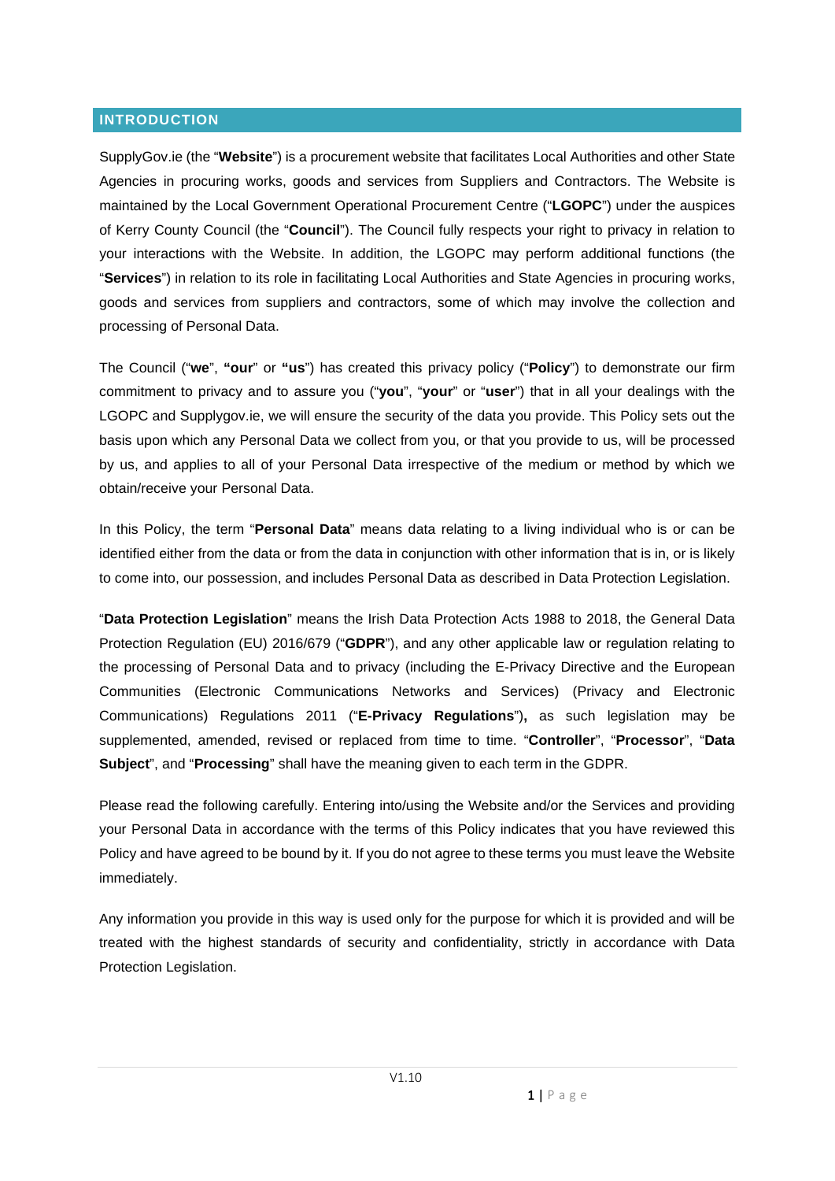## INTRODUCTION

SupplyGov.ie (the "**Website**") is a procurement website that facilitates Local Authorities and other State Agencies in procuring works, goods and services from Suppliers and Contractors. The Website is maintained by the Local Government Operational Procurement Centre ("**LGOPC**") under the auspices of Kerry County Council (the "**Council**"). The Council fully respects your right to privacy in relation to your interactions with the Website. In addition, the LGOPC may perform additional functions (the "**Services**") in relation to its role in facilitating Local Authorities and State Agencies in procuring works, goods and services from suppliers and contractors, some of which may involve the collection and processing of Personal Data.

The Council ("**we**", **"our**" or **"us**") has created this privacy policy ("**Policy**") to demonstrate our firm commitment to privacy and to assure you ("**you**", "**your**" or "**user**") that in all your dealings with the LGOPC and Supplygov.ie, we will ensure the security of the data you provide. This Policy sets out the basis upon which any Personal Data we collect from you, or that you provide to us, will be processed by us, and applies to all of your Personal Data irrespective of the medium or method by which we obtain/receive your Personal Data.

In this Policy, the term "**Personal Data**" means data relating to a living individual who is or can be identified either from the data or from the data in conjunction with other information that is in, or is likely to come into, our possession, and includes Personal Data as described in Data Protection Legislation.

"**Data Protection Legislation**" means the Irish Data Protection Acts 1988 to 2018, the General Data Protection Regulation (EU) 2016/679 ("**GDPR**"), and any other applicable law or regulation relating to the processing of Personal Data and to privacy (including the E-Privacy Directive and the European Communities (Electronic Communications Networks and Services) (Privacy and Electronic Communications) Regulations 2011 ("**E-Privacy Regulations**")**,** as such legislation may be supplemented, amended, revised or replaced from time to time. "**Controller**", "**Processor**", "**Data Subject**", and "**Processing**" shall have the meaning given to each term in the GDPR.

Please read the following carefully. Entering into/using the Website and/or the Services and providing your Personal Data in accordance with the terms of this Policy indicates that you have reviewed this Policy and have agreed to be bound by it. If you do not agree to these terms you must leave the Website immediately.

Any information you provide in this way is used only for the purpose for which it is provided and will be treated with the highest standards of security and confidentiality, strictly in accordance with Data Protection Legislation.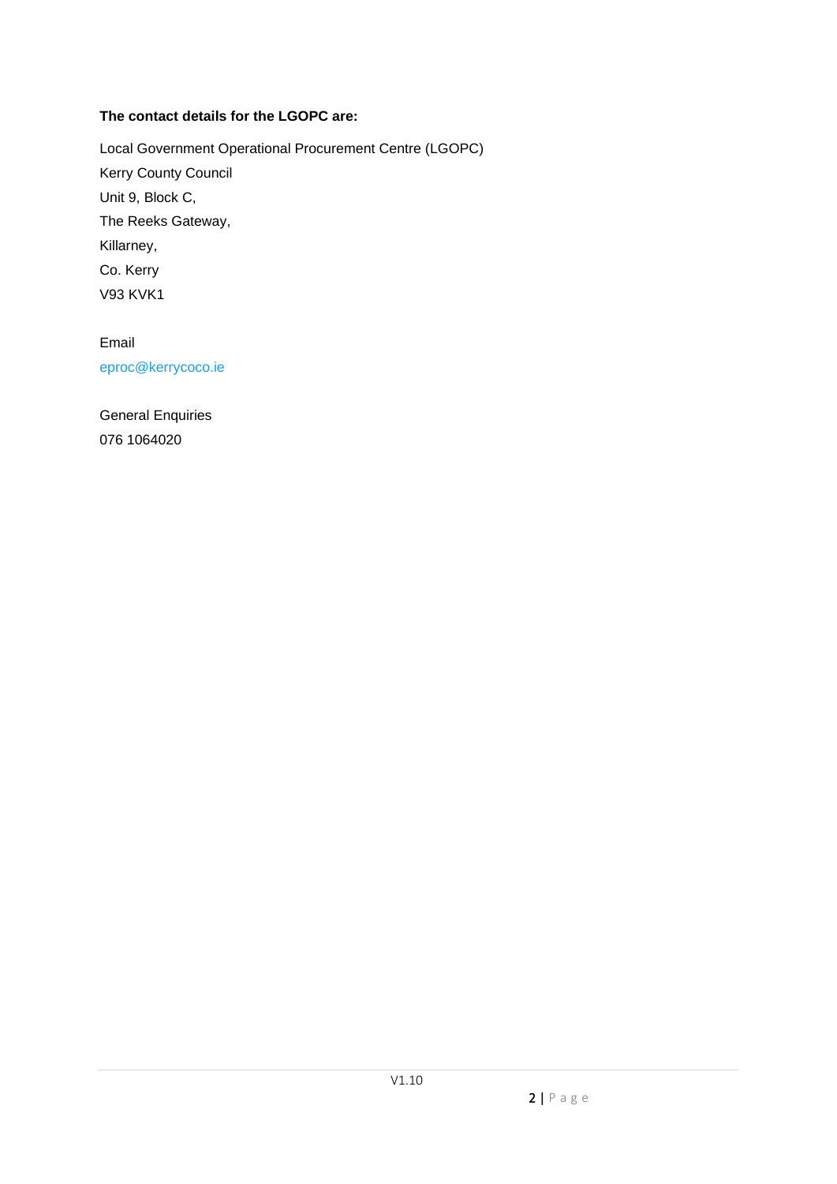**The contact details for the LGOPC are:**

Local Government Operational Procurement Centre (LGOPC)
Kerry County Council
Unit 9, Block C,
The Reeks Gateway,
Killarney,
Co. Kerry
V93 KVK1

Email
eproc@kerrycoco.ie

General Enquiries
076 1064020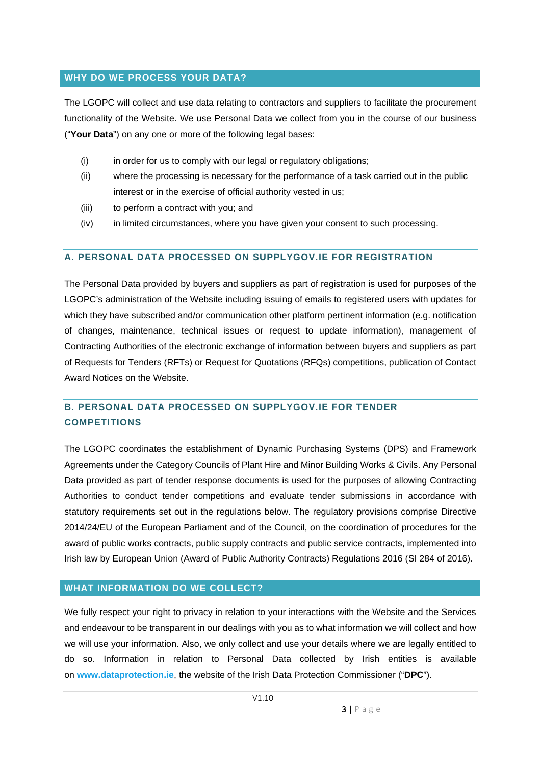## WHY DO WE PROCESS YOUR DATA?

The LGOPC will collect and use data relating to contractors and suppliers to facilitate the procurement functionality of the Website. We use Personal Data we collect from you in the course of our business ("**Your Data**") on any one or more of the following legal bases:

(i) in order for us to comply with our legal or regulatory obligations;

(ii) where the processing is necessary for the performance of a task carried out in the public interest or in the exercise of official authority vested in us;

(iii) to perform a contract with you; and

(iv) in limited circumstances, where you have given your consent to such processing.

### A. PERSONAL DATA PROCESSED ON SUPPLYGOV.IE FOR REGISTRATION

The Personal Data provided by buyers and suppliers as part of registration is used for purposes of the LGOPC's administration of the Website including issuing of emails to registered users with updates for which they have subscribed and/or communication other platform pertinent information (e.g. notification of changes, maintenance, technical issues or request to update information), management of Contracting Authorities of the electronic exchange of information between buyers and suppliers as part of Requests for Tenders (RFTs) or Request for Quotations (RFQs) competitions, publication of Contact Award Notices on the Website.

### B. PERSONAL DATA PROCESSED ON SUPPLYGOV.IE FOR TENDER COMPETITIONS

The LGOPC coordinates the establishment of Dynamic Purchasing Systems (DPS) and Framework Agreements under the Category Councils of Plant Hire and Minor Building Works & Civils. Any Personal Data provided as part of tender response documents is used for the purposes of allowing Contracting Authorities to conduct tender competitions and evaluate tender submissions in accordance with statutory requirements set out in the regulations below. The regulatory provisions comprise Directive 2014/24/EU of the European Parliament and of the Council, on the coordination of procedures for the award of public works contracts, public supply contracts and public service contracts, implemented into Irish law by European Union (Award of Public Authority Contracts) Regulations 2016 (SI 284 of 2016).

## WHAT INFORMATION DO WE COLLECT?

We fully respect your right to privacy in relation to your interactions with the Website and the Services and endeavour to be transparent in our dealings with you as to what information we will collect and how we will use your information. Also, we only collect and use your details where we are legally entitled to do so. Information in relation to Personal Data collected by Irish entities is available on **www.dataprotection.ie**, the website of the Irish Data Protection Commissioner ("**DPC**").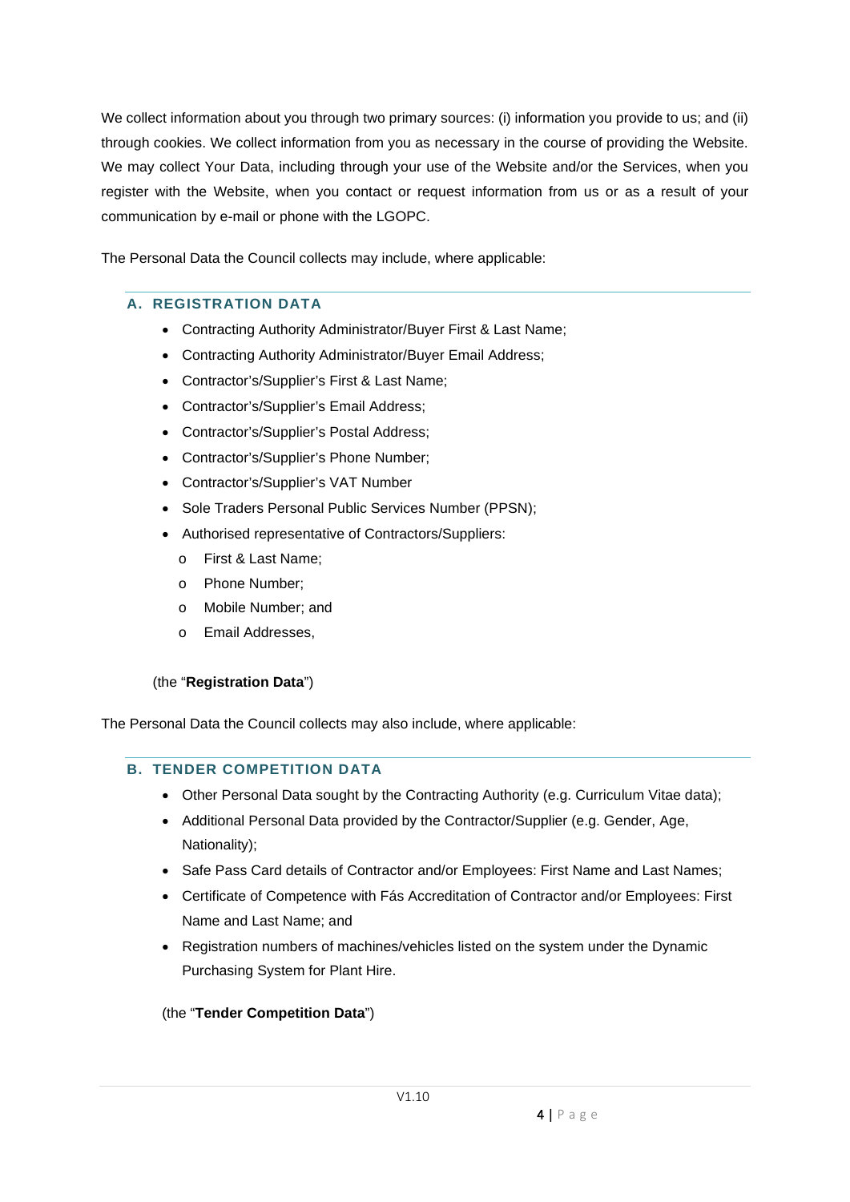We collect information about you through two primary sources: (i) information you provide to us; and (ii) through cookies. We collect information from you as necessary in the course of providing the Website. We may collect Your Data, including through your use of the Website and/or the Services, when you register with the Website, when you contact or request information from us or as a result of your communication by e-mail or phone with the LGOPC.

The Personal Data the Council collects may include, where applicable:

### A. REGISTRATION DATA

- Contracting Authority Administrator/Buyer First & Last Name;
- Contracting Authority Administrator/Buyer Email Address;
- Contractor's/Supplier's First & Last Name;
- Contractor's/Supplier's Email Address;
- Contractor's/Supplier's Postal Address;
- Contractor's/Supplier's Phone Number;
- Contractor's/Supplier's VAT Number
- Sole Traders Personal Public Services Number (PPSN);
- Authorised representative of Contractors/Suppliers:
  - First & Last Name;
  - Phone Number;
  - Mobile Number; and
  - Email Addresses,

(the "**Registration Data**")

The Personal Data the Council collects may also include, where applicable:

### B. TENDER COMPETITION DATA

- Other Personal Data sought by the Contracting Authority (e.g. Curriculum Vitae data);
- Additional Personal Data provided by the Contractor/Supplier (e.g. Gender, Age, Nationality);
- Safe Pass Card details of Contractor and/or Employees: First Name and Last Names;
- Certificate of Competence with Fás Accreditation of Contractor and/or Employees: First Name and Last Name; and
- Registration numbers of machines/vehicles listed on the system under the Dynamic Purchasing System for Plant Hire.

(the "**Tender Competition Data**")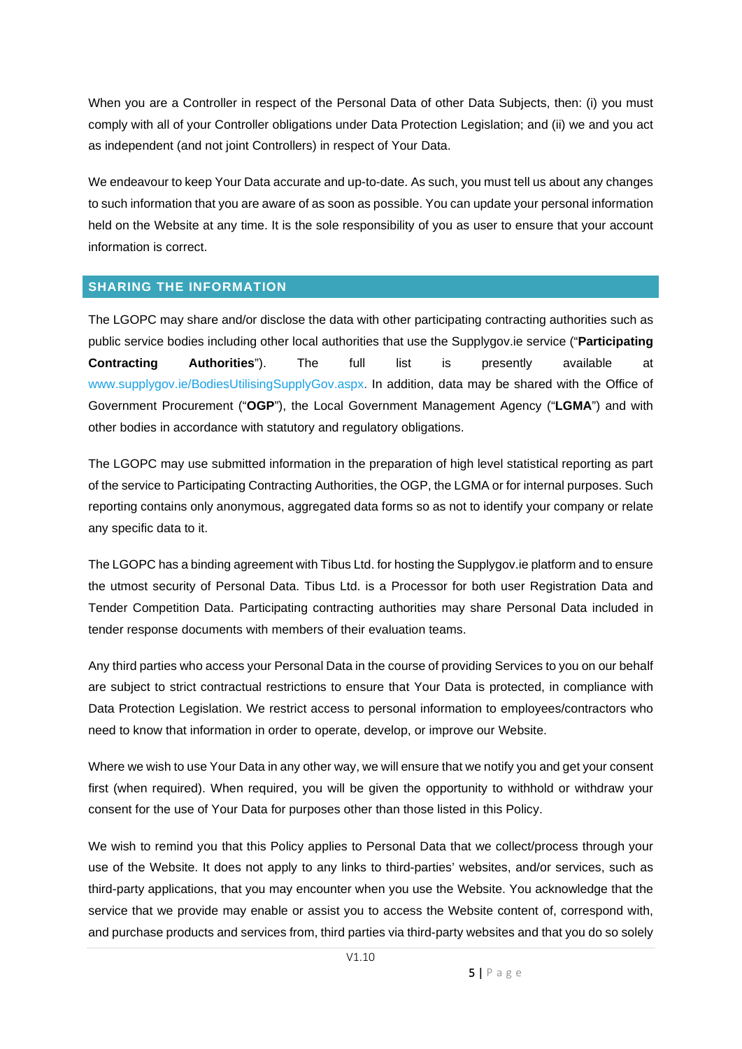When you are a Controller in respect of the Personal Data of other Data Subjects, then: (i) you must comply with all of your Controller obligations under Data Protection Legislation; and (ii) we and you act as independent (and not joint Controllers) in respect of Your Data.

We endeavour to keep Your Data accurate and up-to-date. As such, you must tell us about any changes to such information that you are aware of as soon as possible. You can update your personal information held on the Website at any time. It is the sole responsibility of you as user to ensure that your account information is correct.

## SHARING THE INFORMATION

The LGOPC may share and/or disclose the data with other participating contracting authorities such as public service bodies including other local authorities that use the Supplygov.ie service ("**Participating Contracting Authorities**"). The full list is presently available at www.supplygov.ie/BodiesUtilisingSupplyGov.aspx. In addition, data may be shared with the Office of Government Procurement ("**OGP**"), the Local Government Management Agency ("**LGMA**") and with other bodies in accordance with statutory and regulatory obligations.

The LGOPC may use submitted information in the preparation of high level statistical reporting as part of the service to Participating Contracting Authorities, the OGP, the LGMA or for internal purposes. Such reporting contains only anonymous, aggregated data forms so as not to identify your company or relate any specific data to it.

The LGOPC has a binding agreement with Tibus Ltd. for hosting the Supplygov.ie platform and to ensure the utmost security of Personal Data. Tibus Ltd. is a Processor for both user Registration Data and Tender Competition Data. Participating contracting authorities may share Personal Data included in tender response documents with members of their evaluation teams.

Any third parties who access your Personal Data in the course of providing Services to you on our behalf are subject to strict contractual restrictions to ensure that Your Data is protected, in compliance with Data Protection Legislation. We restrict access to personal information to employees/contractors who need to know that information in order to operate, develop, or improve our Website.

Where we wish to use Your Data in any other way, we will ensure that we notify you and get your consent first (when required). When required, you will be given the opportunity to withhold or withdraw your consent for the use of Your Data for purposes other than those listed in this Policy.

We wish to remind you that this Policy applies to Personal Data that we collect/process through your use of the Website. It does not apply to any links to third-parties' websites, and/or services, such as third-party applications, that you may encounter when you use the Website. You acknowledge that the service that we provide may enable or assist you to access the Website content of, correspond with, and purchase products and services from, third parties via third-party websites and that you do so solely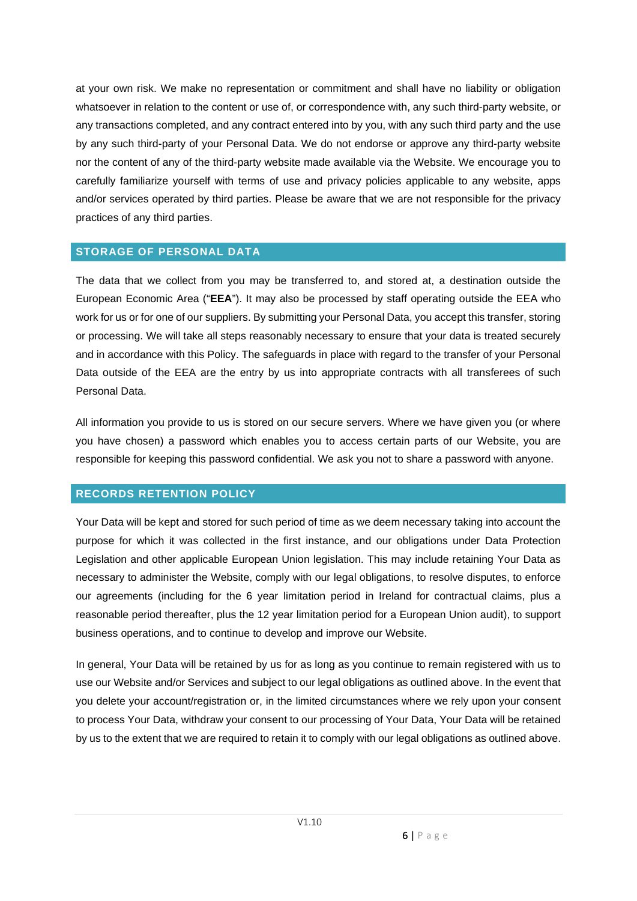at your own risk. We make no representation or commitment and shall have no liability or obligation whatsoever in relation to the content or use of, or correspondence with, any such third-party website, or any transactions completed, and any contract entered into by you, with any such third party and the use by any such third-party of your Personal Data. We do not endorse or approve any third-party website nor the content of any of the third-party website made available via the Website. We encourage you to carefully familiarize yourself with terms of use and privacy policies applicable to any website, apps and/or services operated by third parties. Please be aware that we are not responsible for the privacy practices of any third parties.

## STORAGE OF PERSONAL DATA

The data that we collect from you may be transferred to, and stored at, a destination outside the European Economic Area ("**EEA**"). It may also be processed by staff operating outside the EEA who work for us or for one of our suppliers. By submitting your Personal Data, you accept this transfer, storing or processing. We will take all steps reasonably necessary to ensure that your data is treated securely and in accordance with this Policy. The safeguards in place with regard to the transfer of your Personal Data outside of the EEA are the entry by us into appropriate contracts with all transferees of such Personal Data.

All information you provide to us is stored on our secure servers. Where we have given you (or where you have chosen) a password which enables you to access certain parts of our Website, you are responsible for keeping this password confidential. We ask you not to share a password with anyone.

## RECORDS RETENTION POLICY

Your Data will be kept and stored for such period of time as we deem necessary taking into account the purpose for which it was collected in the first instance, and our obligations under Data Protection Legislation and other applicable European Union legislation. This may include retaining Your Data as necessary to administer the Website, comply with our legal obligations, to resolve disputes, to enforce our agreements (including for the 6 year limitation period in Ireland for contractual claims, plus a reasonable period thereafter, plus the 12 year limitation period for a European Union audit), to support business operations, and to continue to develop and improve our Website.

In general, Your Data will be retained by us for as long as you continue to remain registered with us to use our Website and/or Services and subject to our legal obligations as outlined above. In the event that you delete your account/registration or, in the limited circumstances where we rely upon your consent to process Your Data, withdraw your consent to our processing of Your Data, Your Data will be retained by us to the extent that we are required to retain it to comply with our legal obligations as outlined above.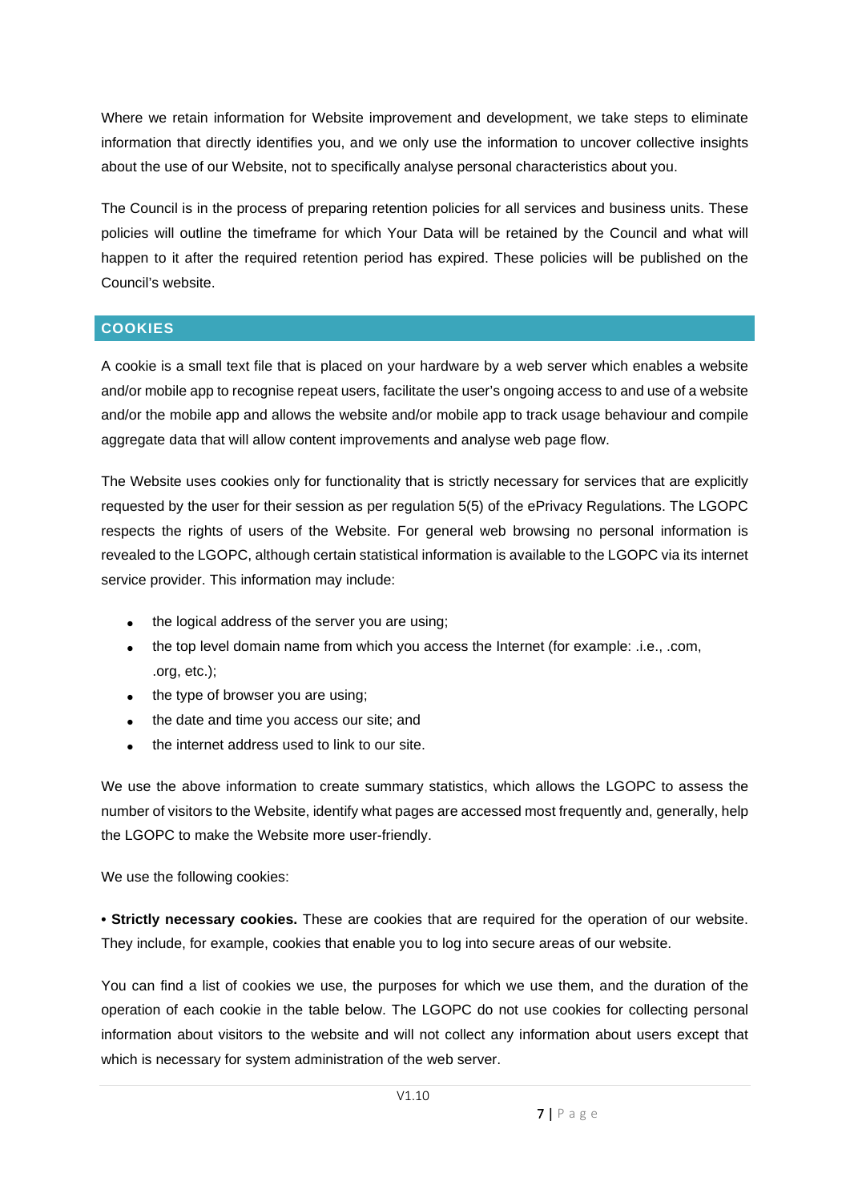Where we retain information for Website improvement and development, we take steps to eliminate information that directly identifies you, and we only use the information to uncover collective insights about the use of our Website, not to specifically analyse personal characteristics about you.

The Council is in the process of preparing retention policies for all services and business units. These policies will outline the timeframe for which Your Data will be retained by the Council and what will happen to it after the required retention period has expired. These policies will be published on the Council's website.

## COOKIES

A cookie is a small text file that is placed on your hardware by a web server which enables a website and/or mobile app to recognise repeat users, facilitate the user's ongoing access to and use of a website and/or the mobile app and allows the website and/or mobile app to track usage behaviour and compile aggregate data that will allow content improvements and analyse web page flow.

The Website uses cookies only for functionality that is strictly necessary for services that are explicitly requested by the user for their session as per regulation 5(5) of the ePrivacy Regulations. The LGOPC respects the rights of users of the Website. For general web browsing no personal information is revealed to the LGOPC, although certain statistical information is available to the LGOPC via its internet service provider. This information may include:

- the logical address of the server you are using;
- the top level domain name from which you access the Internet (for example: .i.e., .com, .org, etc.);
- the type of browser you are using;
- the date and time you access our site; and
- the internet address used to link to our site.

We use the above information to create summary statistics, which allows the LGOPC to assess the number of visitors to the Website, identify what pages are accessed most frequently and, generally, help the LGOPC to make the Website more user-friendly.

We use the following cookies:

• **Strictly necessary cookies.** These are cookies that are required for the operation of our website. They include, for example, cookies that enable you to log into secure areas of our website.

You can find a list of cookies we use, the purposes for which we use them, and the duration of the operation of each cookie in the table below. The LGOPC do not use cookies for collecting personal information about visitors to the website and will not collect any information about users except that which is necessary for system administration of the web server.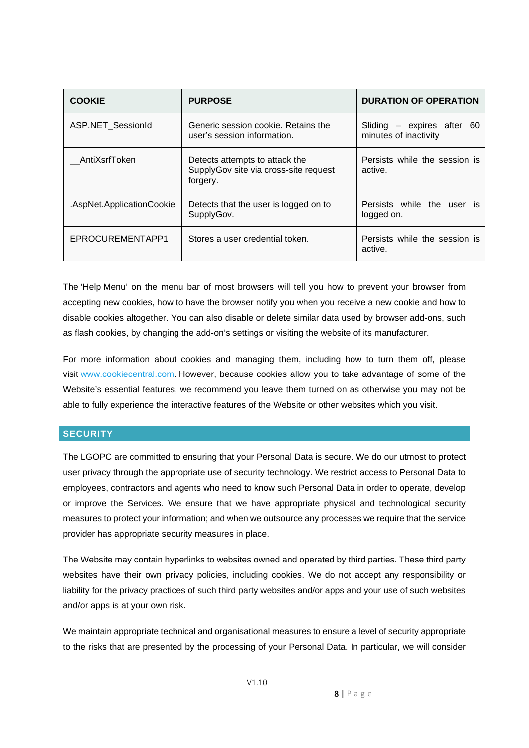| COOKIE | PURPOSE | DURATION OF OPERATION |
| --- | --- | --- |
| ASP.NET_SessionId | Generic session cookie. Retains the user's session information. | Sliding – expires after 60 minutes of inactivity |
| __AntiXsrfToken | Detects attempts to attack the SupplyGov site via cross-site request forgery. | Persists while the session is active. |
| .AspNet.ApplicationCookie | Detects that the user is logged on to SupplyGov. | Persists while the user is logged on. |
| EPROCUREMENTAPP1 | Stores a user credential token. | Persists while the session is active. |

The 'Help Menu' on the menu bar of most browsers will tell you how to prevent your browser from accepting new cookies, how to have the browser notify you when you receive a new cookie and how to disable cookies altogether. You can also disable or delete similar data used by browser add-ons, such as flash cookies, by changing the add-on's settings or visiting the website of its manufacturer.

For more information about cookies and managing them, including how to turn them off, please visit www.cookiecentral.com. However, because cookies allow you to take advantage of some of the Website's essential features, we recommend you leave them turned on as otherwise you may not be able to fully experience the interactive features of the Website or other websites which you visit.

## SECURITY

The LGOPC are committed to ensuring that your Personal Data is secure. We do our utmost to protect user privacy through the appropriate use of security technology. We restrict access to Personal Data to employees, contractors and agents who need to know such Personal Data in order to operate, develop or improve the Services. We ensure that we have appropriate physical and technological security measures to protect your information; and when we outsource any processes we require that the service provider has appropriate security measures in place.

The Website may contain hyperlinks to websites owned and operated by third parties. These third party websites have their own privacy policies, including cookies. We do not accept any responsibility or liability for the privacy practices of such third party websites and/or apps and your use of such websites and/or apps is at your own risk.

We maintain appropriate technical and organisational measures to ensure a level of security appropriate to the risks that are presented by the processing of your Personal Data. In particular, we will consider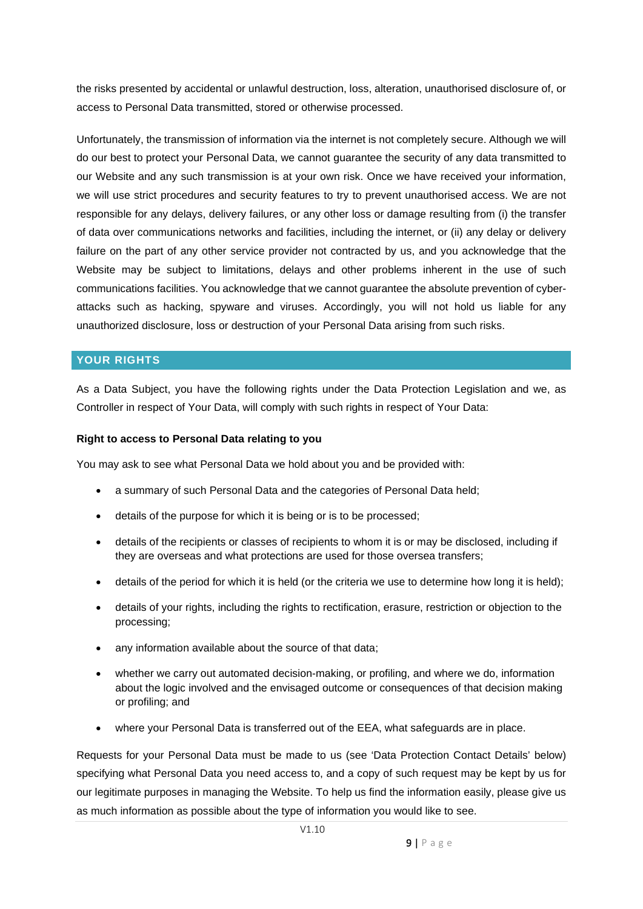the risks presented by accidental or unlawful destruction, loss, alteration, unauthorised disclosure of, or access to Personal Data transmitted, stored or otherwise processed.

Unfortunately, the transmission of information via the internet is not completely secure. Although we will do our best to protect your Personal Data, we cannot guarantee the security of any data transmitted to our Website and any such transmission is at your own risk. Once we have received your information, we will use strict procedures and security features to try to prevent unauthorised access. We are not responsible for any delays, delivery failures, or any other loss or damage resulting from (i) the transfer of data over communications networks and facilities, including the internet, or (ii) any delay or delivery failure on the part of any other service provider not contracted by us, and you acknowledge that the Website may be subject to limitations, delays and other problems inherent in the use of such communications facilities. You acknowledge that we cannot guarantee the absolute prevention of cyber-attacks such as hacking, spyware and viruses. Accordingly, you will not hold us liable for any unauthorized disclosure, loss or destruction of your Personal Data arising from such risks.

## YOUR RIGHTS

As a Data Subject, you have the following rights under the Data Protection Legislation and we, as Controller in respect of Your Data, will comply with such rights in respect of Your Data:

**Right to access to Personal Data relating to you**

You may ask to see what Personal Data we hold about you and be provided with:

- a summary of such Personal Data and the categories of Personal Data held;
- details of the purpose for which it is being or is to be processed;
- details of the recipients or classes of recipients to whom it is or may be disclosed, including if they are overseas and what protections are used for those oversea transfers;
- details of the period for which it is held (or the criteria we use to determine how long it is held);
- details of your rights, including the rights to rectification, erasure, restriction or objection to the processing;
- any information available about the source of that data;
- whether we carry out automated decision-making, or profiling, and where we do, information about the logic involved and the envisaged outcome or consequences of that decision making or profiling; and
- where your Personal Data is transferred out of the EEA, what safeguards are in place.

Requests for your Personal Data must be made to us (see 'Data Protection Contact Details' below) specifying what Personal Data you need access to, and a copy of such request may be kept by us for our legitimate purposes in managing the Website. To help us find the information easily, please give us as much information as possible about the type of information you would like to see.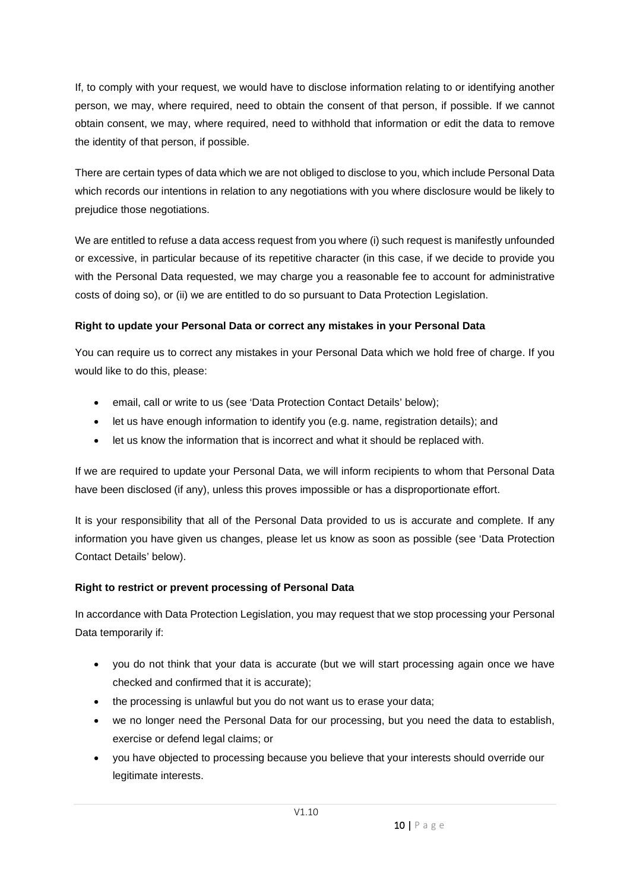If, to comply with your request, we would have to disclose information relating to or identifying another person, we may, where required, need to obtain the consent of that person, if possible. If we cannot obtain consent, we may, where required, need to withhold that information or edit the data to remove the identity of that person, if possible.

There are certain types of data which we are not obliged to disclose to you, which include Personal Data which records our intentions in relation to any negotiations with you where disclosure would be likely to prejudice those negotiations.

We are entitled to refuse a data access request from you where (i) such request is manifestly unfounded or excessive, in particular because of its repetitive character (in this case, if we decide to provide you with the Personal Data requested, we may charge you a reasonable fee to account for administrative costs of doing so), or (ii) we are entitled to do so pursuant to Data Protection Legislation.

**Right to update your Personal Data or correct any mistakes in your Personal Data**

You can require us to correct any mistakes in your Personal Data which we hold free of charge. If you would like to do this, please:

- email, call or write to us (see 'Data Protection Contact Details' below);
- let us have enough information to identify you (e.g. name, registration details); and
- let us know the information that is incorrect and what it should be replaced with.

If we are required to update your Personal Data, we will inform recipients to whom that Personal Data have been disclosed (if any), unless this proves impossible or has a disproportionate effort.

It is your responsibility that all of the Personal Data provided to us is accurate and complete. If any information you have given us changes, please let us know as soon as possible (see 'Data Protection Contact Details' below).

**Right to restrict or prevent processing of Personal Data**

In accordance with Data Protection Legislation, you may request that we stop processing your Personal Data temporarily if:

- you do not think that your data is accurate (but we will start processing again once we have checked and confirmed that it is accurate);
- the processing is unlawful but you do not want us to erase your data;
- we no longer need the Personal Data for our processing, but you need the data to establish, exercise or defend legal claims; or
- you have objected to processing because you believe that your interests should override our legitimate interests.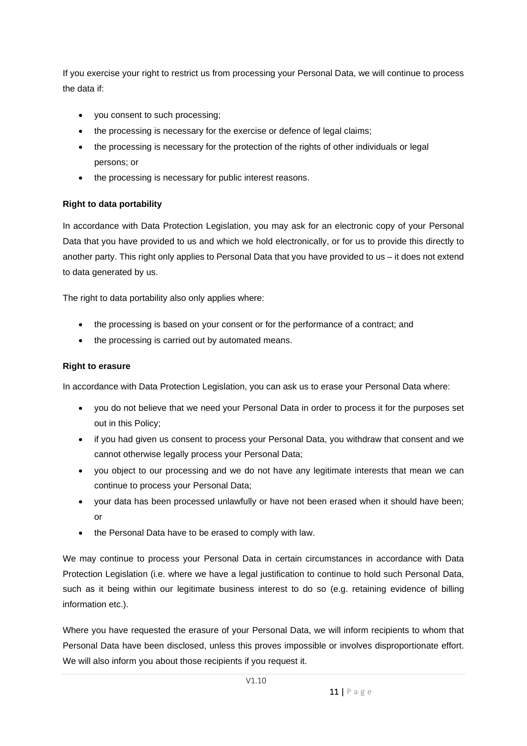If you exercise your right to restrict us from processing your Personal Data, we will continue to process the data if:

- you consent to such processing;
- the processing is necessary for the exercise or defence of legal claims;
- the processing is necessary for the protection of the rights of other individuals or legal persons; or
- the processing is necessary for public interest reasons.

**Right to data portability**

In accordance with Data Protection Legislation, you may ask for an electronic copy of your Personal Data that you have provided to us and which we hold electronically, or for us to provide this directly to another party. This right only applies to Personal Data that you have provided to us – it does not extend to data generated by us.

The right to data portability also only applies where:

- the processing is based on your consent or for the performance of a contract; and
- the processing is carried out by automated means.

**Right to erasure**

In accordance with Data Protection Legislation, you can ask us to erase your Personal Data where:

- you do not believe that we need your Personal Data in order to process it for the purposes set out in this Policy;
- if you had given us consent to process your Personal Data, you withdraw that consent and we cannot otherwise legally process your Personal Data;
- you object to our processing and we do not have any legitimate interests that mean we can continue to process your Personal Data;
- your data has been processed unlawfully or have not been erased when it should have been; or
- the Personal Data have to be erased to comply with law.

We may continue to process your Personal Data in certain circumstances in accordance with Data Protection Legislation (i.e. where we have a legal justification to continue to hold such Personal Data, such as it being within our legitimate business interest to do so (e.g. retaining evidence of billing information etc.).

Where you have requested the erasure of your Personal Data, we will inform recipients to whom that Personal Data have been disclosed, unless this proves impossible or involves disproportionate effort. We will also inform you about those recipients if you request it.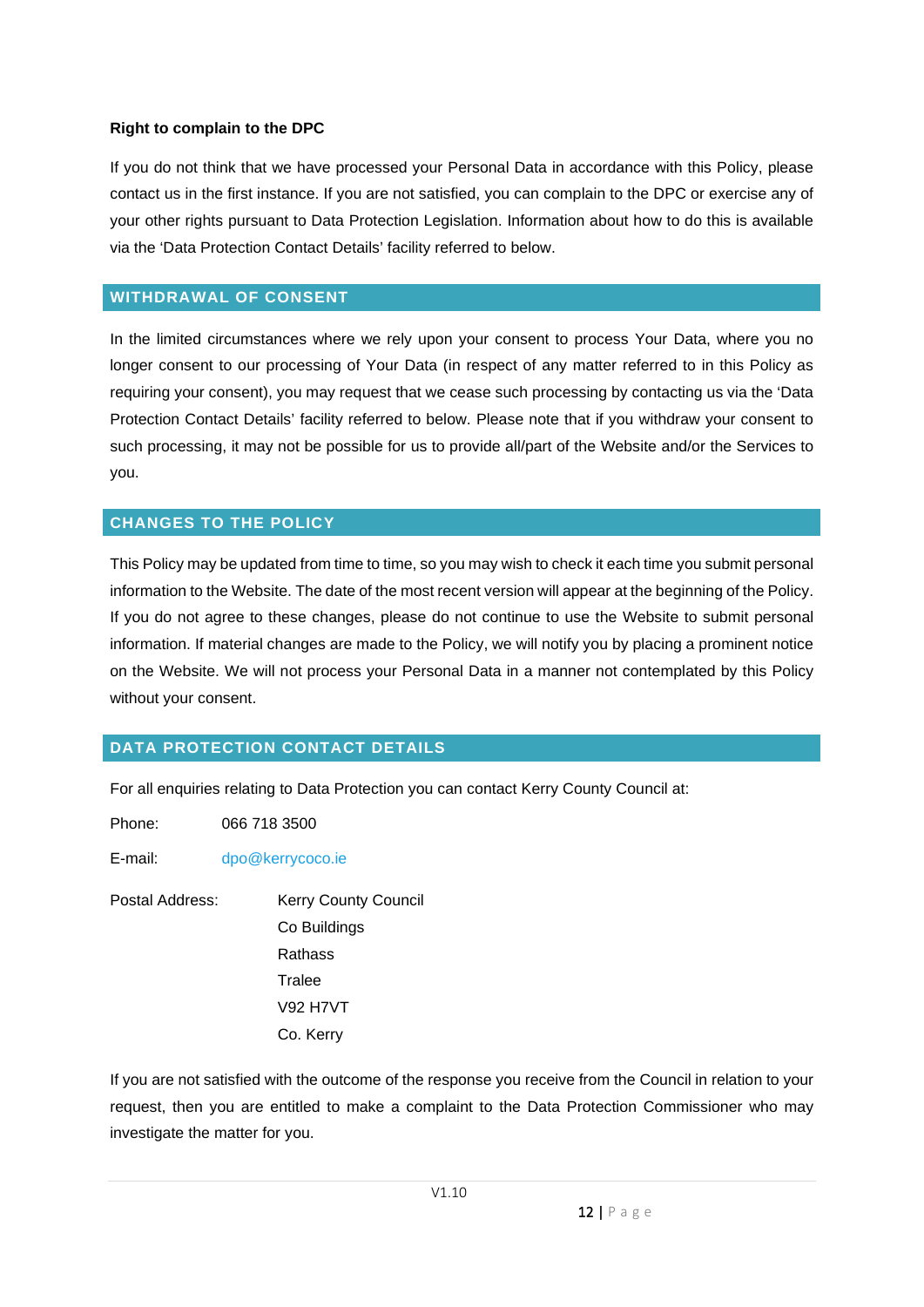**Right to complain to the DPC**

If you do not think that we have processed your Personal Data in accordance with this Policy, please contact us in the first instance. If you are not satisfied, you can complain to the DPC or exercise any of your other rights pursuant to Data Protection Legislation. Information about how to do this is available via the 'Data Protection Contact Details' facility referred to below.

## WITHDRAWAL OF CONSENT

In the limited circumstances where we rely upon your consent to process Your Data, where you no longer consent to our processing of Your Data (in respect of any matter referred to in this Policy as requiring your consent), you may request that we cease such processing by contacting us via the 'Data Protection Contact Details' facility referred to below. Please note that if you withdraw your consent to such processing, it may not be possible for us to provide all/part of the Website and/or the Services to you.

## CHANGES TO THE POLICY

This Policy may be updated from time to time, so you may wish to check it each time you submit personal information to the Website. The date of the most recent version will appear at the beginning of the Policy. If you do not agree to these changes, please do not continue to use the Website to submit personal information. If material changes are made to the Policy, we will notify you by placing a prominent notice on the Website. We will not process your Personal Data in a manner not contemplated by this Policy without your consent.

## DATA PROTECTION CONTACT DETAILS

For all enquiries relating to Data Protection you can contact Kerry County Council at:

Phone: 066 718 3500

E-mail: dpo@kerrycoco.ie

Postal Address:

Kerry County Council
Co Buildings
Rathass
Tralee
V92 H7VT
Co. Kerry

If you are not satisfied with the outcome of the response you receive from the Council in relation to your request, then you are entitled to make a complaint to the Data Protection Commissioner who may investigate the matter for you.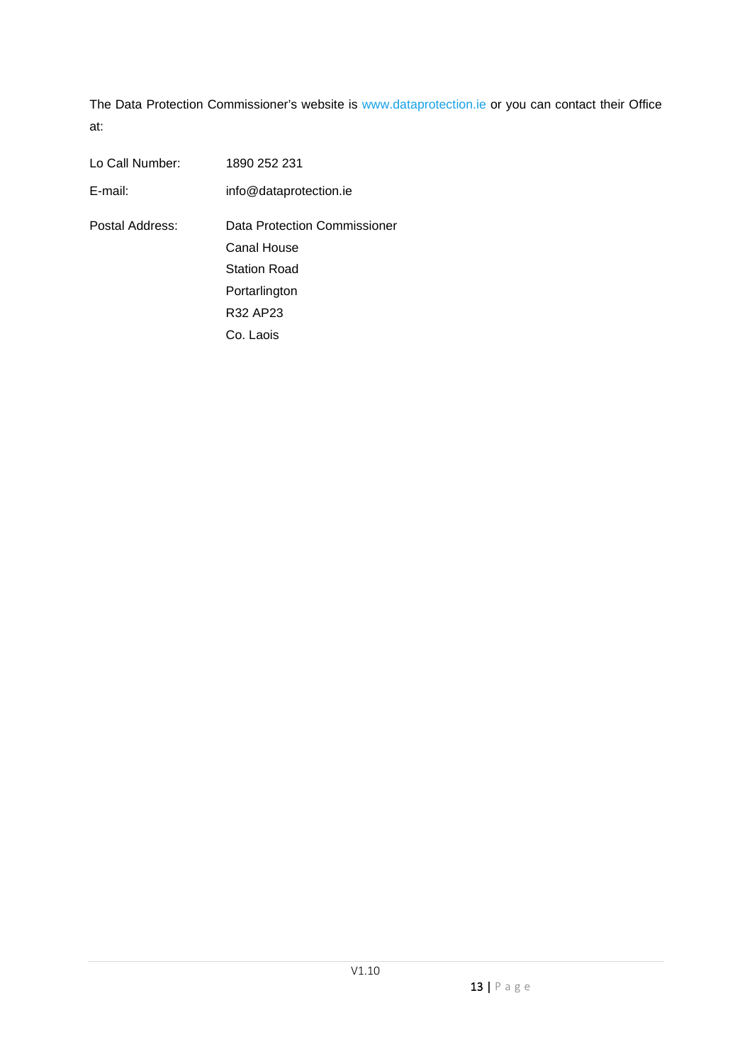The Data Protection Commissioner's website is www.dataprotection.ie or you can contact their Office at:

| | |
|---|---|
| Lo Call Number: | 1890 252 231 |
| E-mail: | info@dataprotection.ie |
| Postal Address: | Data Protection Commissioner<br>Canal House<br>Station Road<br>Portarlington<br>R32 AP23<br>Co. Laois |

V1.10